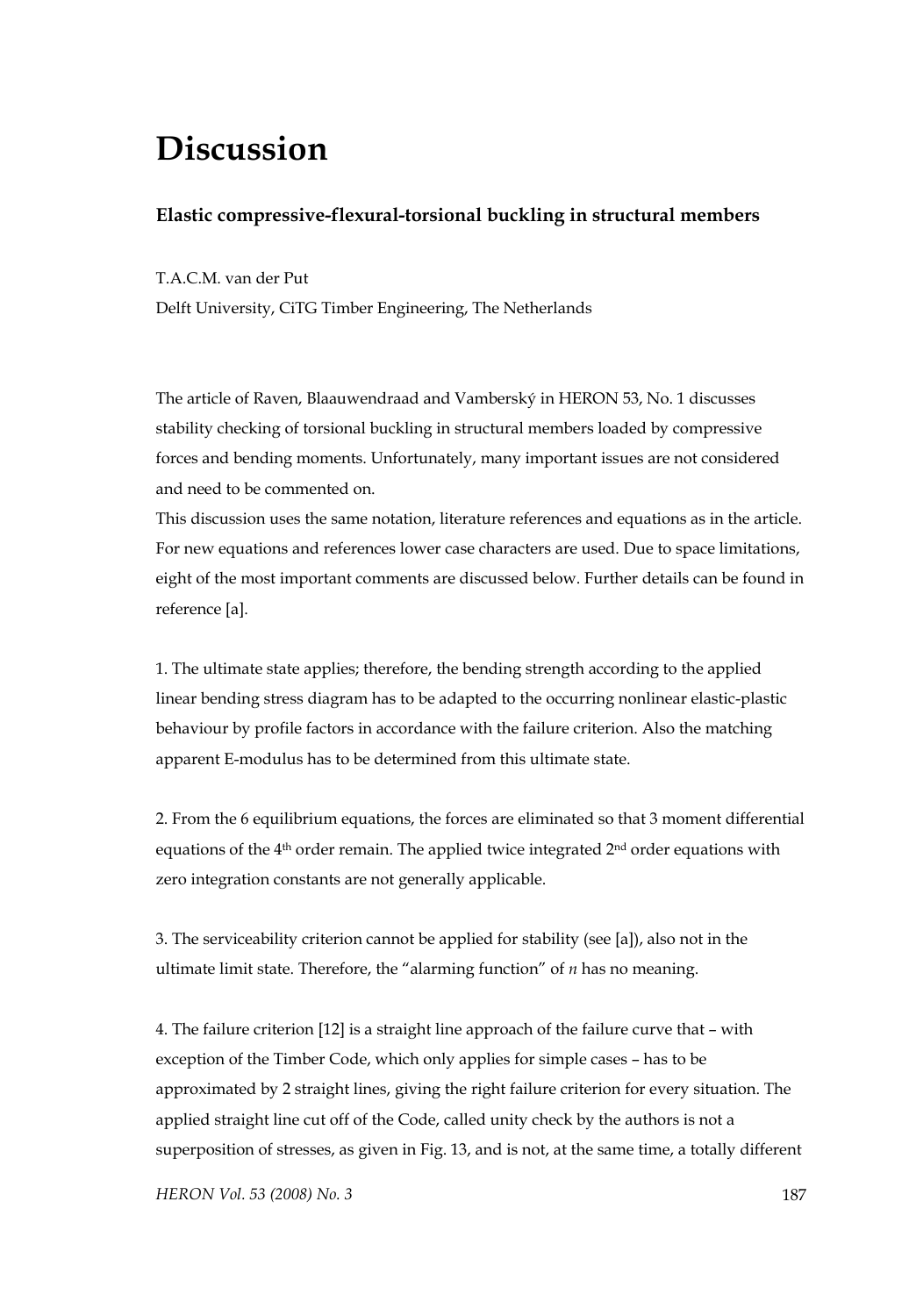# Discussion

### Elastic compressive-flexural-torsional buckling in structural members

T.A.C.M. van der Put

Delft University, CiTG Timber Engineering, The Netherlands

The article of Raven, Blaauwendraad and Vamberský in HERON 53, No. 1 discusses stability checking of torsional buckling in structural members loaded by compressive forces and bending moments. Unfortunately, many important issues are not considered and need to be commented on.

This discussion uses the same notation, literature references and equations as in the article. For new equations and references lower case characters are used. Due to space limitations, eight of the most important comments are discussed below. Further details can be found in reference [a].

1. The ultimate state applies; therefore, the bending strength according to the applied linear bending stress diagram has to be adapted to the occurring nonlinear elastic-plastic behaviour by profile factors in accordance with the failure criterion. Also the matching apparent E-modulus has to be determined from this ultimate state.

2. From the 6 equilibrium equations, the forces are eliminated so that 3 moment differential equations of the 4[th] order remain. The applied twice integrated 2[nd] order equations with zero integration constants are not generally applicable.

3. The serviceability criterion cannot be applied for stability (see [a]), also not in the ultimate limit state. Therefore, the "alarming function" of $n$ has no meaning.

4. The failure criterion [12] is a straight line approach of the failure curve that – with exception of the Timber Code, which only applies for simple cases – has to be approximated by 2 straight lines, giving the right failure criterion for every situation. The applied straight line cut off of the Code, called unity check by the authors is not a superposition of stresses, as given in Fig. 13, and is not, at the same time, a totally different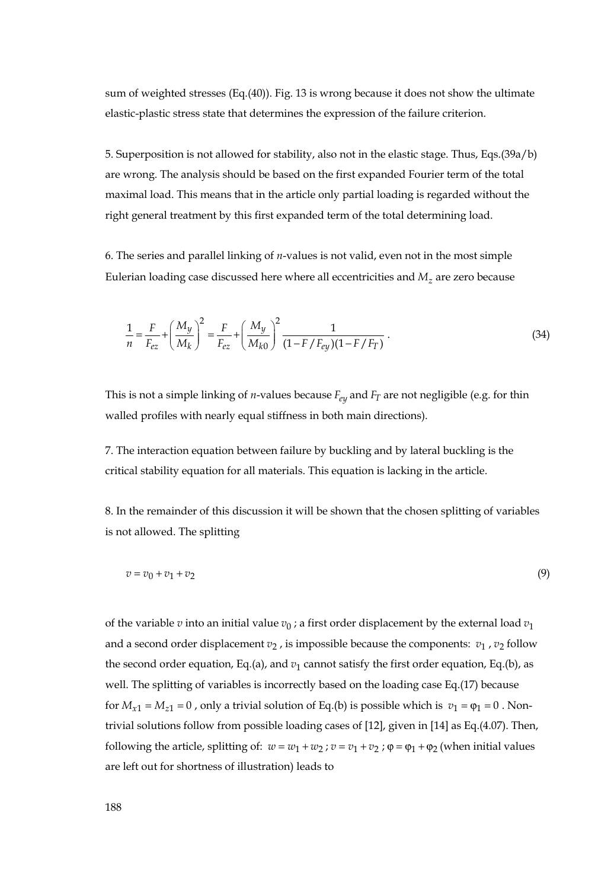sum of weighted stresses (Eq.(40)). Fig. 13 is wrong because it does not show the ultimate elastic-plastic stress state that determines the expression of the failure criterion.

5. Superposition is not allowed for stability, also not in the elastic stage. Thus, Eqs.(39a/b) are wrong. The analysis should be based on the first expanded Fourier term of the total maximal load. This means that in the article only partial loading is regarded without the right general treatment by this first expanded term of the total determining load.

6. The series and parallel linking of $n$-values is not valid, even not in the most simple Eulerian loading case discussed here where all eccentricities and $M_z$ are zero because

$$\frac{1}{n} = \frac{F}{F_{ez}} + \left(\frac{M_y}{M_k}\right)^2 = \frac{F}{F_{ez}} + \left(\frac{M_y}{M_{k0}}\right)^2 \frac{1}{(1 - F/F_{ey})(1 - F/F_T)} \ . \tag{34}$$

This is not a simple linking of $n$-values because $F_{ey}$ and $F_T$ are not negligible (e.g. for thin walled profiles with nearly equal stiffness in both main directions).

7. The interaction equation between failure by buckling and by lateral buckling is the critical stability equation for all materials. This equation is lacking in the article.

8. In the remainder of this discussion it will be shown that the chosen splitting of variables is not allowed. The splitting

$$v = v_0 + v_1 + v_2 \tag{9}$$

of the variable $v$ into an initial value $v_0$ ; a first order displacement by the external load $v_1$ and a second order displacement $v_2$ , is impossible because the components: $v_1$ , $v_2$ follow the second order equation, Eq.(a), and $v_1$ cannot satisfy the first order equation, Eq.(b), as well. The splitting of variables is incorrectly based on the loading case Eq.(17) because for $M_{x1} = M_{z1} = 0$ , only a trivial solution of Eq.(b) is possible which is $v_1 = \varphi_1 = 0$ . Non-trivial solutions follow from possible loading cases of [12], given in [14] as Eq.(4.07). Then, following the article, splitting of: $w = w_1 + w_2$ ; $v = v_1 + v_2$ ; $\varphi = \varphi_1 + \varphi_2$ (when initial values are left out for shortness of illustration) leads to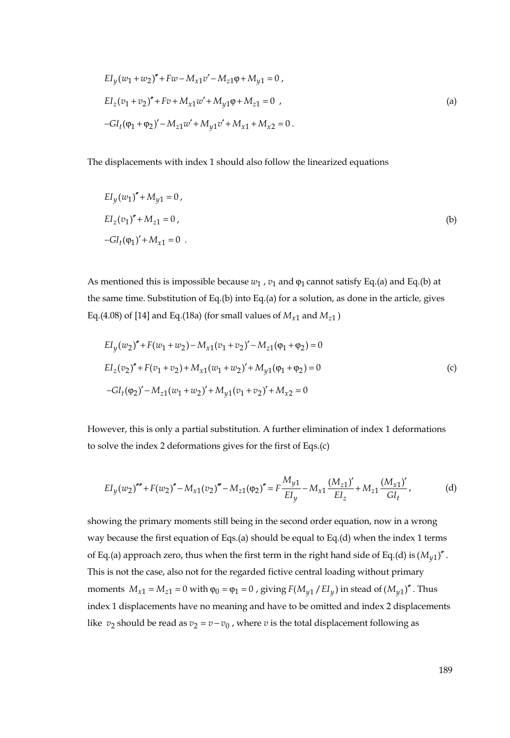$$EI_y(w_1+w_2)''+Fw-M_{x1}v'-M_{z1}\varphi+M_{y1}=0\ ,$$
$$EI_z(v_1+v_2)''+Fv+M_{x1}w'+M_{y1}\varphi+M_{z1}=0\ \ ,\tag{a}$$
$$-GI_t(\varphi_1+\varphi_2)'-M_{z1}w'+M_{y1}v'+M_{x1}+M_{x2}=0\ .$$

The displacements with index 1 should also follow the linearized equations

$$EI_y(w_1)''+M_{y1}=0\ ,$$
$$EI_z(v_1)''+M_{z1}=0\ ,\tag{b}$$
$$-GI_t(\varphi_1)'+M_{x1}=0\ \ .$$

As mentioned this is impossible because $w_1$ , $v_1$ and $\varphi_1$ cannot satisfy Eq.(a) and Eq.(b) at the same time. Substitution of Eq.(b) into Eq.(a) for a solution, as done in the article, gives Eq.(4.08) of [14] and Eq.(18a) (for small values of $M_{x1}$ and $M_{z1}$ )

$$EI_y(w_2)''+F(w_1+w_2)-M_{x1}(v_1+v_2)'-M_{z1}(\varphi_1+\varphi_2)=0$$
$$EI_z(v_2)''+F(v_1+v_2)+M_{x1}(w_1+w_2)'+M_{y1}(\varphi_1+\varphi_2)=0\tag{c}$$
$$-GI_t(\varphi_2)'-M_{z1}(w_1+w_2)'+M_{y1}(v_1+v_2)'+M_{x2}=0$$

However, this is only a partial substitution. A further elimination of index 1 deformations to solve the index 2 deformations gives for the first of Eqs.(c)

$$EI_y(w_2)''''+F(w_2)''-M_{x1}(v_2)'''-M_{z1}(\varphi_2)''=F\frac{M_{y1}}{EI_y}-M_{x1}\frac{(M_{z1})'}{EI_z}+M_{z1}\frac{(M_{x1})'}{GI_t},\tag{d}$$

showing the primary moments still being in the second order equation, now in a wrong way because the first equation of Eqs.(a) should be equal to Eq.(d) when the index 1 terms of Eq.(a) approach zero, thus when the first term in the right hand side of Eq.(d) is $(M_{y1})''$. This is not the case, also not for the regarded fictive central loading without primary moments $M_{x1}=M_{z1}=0$ with $\varphi_0=\varphi_1=0$ , giving $F(M_{y1}/EI_y)$ in stead of $(M_{y1})''$. Thus index 1 displacements have no meaning and have to be omitted and index 2 displacements like $v_2$ should be read as $v_2=v-v_0$ , where $v$ is the total displacement following as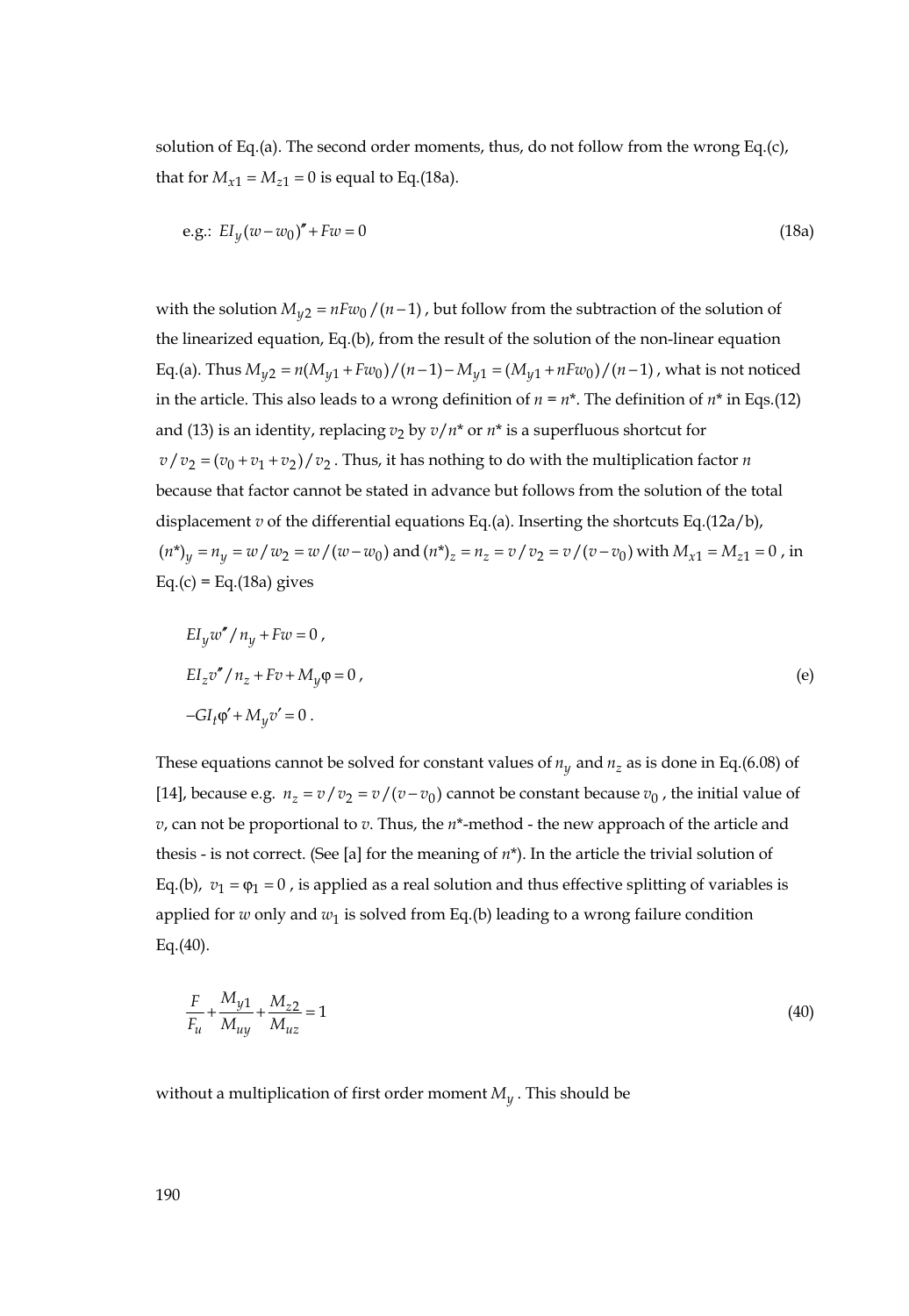solution of Eq.(a). The second order moments, thus, do not follow from the wrong Eq.(c), that for $M_{x1} = M_{z1} = 0$ is equal to Eq.(18a).

$$\text{e.g.: } EI_y(w - w_0)'' + Fw = 0 \tag{18a}$$

with the solution $M_{y2} = nFw_0/(n-1)$, but follow from the subtraction of the solution of the linearized equation, Eq.(b), from the result of the solution of the non-linear equation Eq.(a). Thus $M_{y2} = n(M_{y1} + Fw_0)/(n-1) - M_{y1} = (M_{y1} + nFw_0)/(n-1)$, what is not noticed in the article. This also leads to a wrong definition of $n = n^*$. The definition of $n^*$ in Eqs.(12) and (13) is an identity, replacing $v_2$ by $v/n^*$ or $n^*$ is a superfluous shortcut for $v/v_2 = (v_0 + v_1 + v_2)/v_2$. Thus, it has nothing to do with the multiplication factor $n$ because that factor cannot be stated in advance but follows from the solution of the total displacement $v$ of the differential equations Eq.(a). Inserting the shortcuts Eq.(12a/b), $(n^*)_y = n_y = w/w_2 = w/(w - w_0)$ and $(n^*)_z = n_z = v/v_2 = v/(v - v_0)$ with $M_{x1} = M_{z1} = 0$, in Eq.(c) = Eq.(18a) gives

$$\begin{aligned}
&EI_y w''/n_y + Fw = 0\,, \\
&EI_z v''/n_z + Fv + M_y\varphi = 0\,, \\
&-GI_t\varphi' + M_y v' = 0\,.
\end{aligned} \tag{e}$$

These equations cannot be solved for constant values of $n_y$ and $n_z$ as is done in Eq.(6.08) of [14], because e.g. $n_z = v/v_2 = v/(v - v_0)$ cannot be constant because $v_0$, the initial value of $v$, can not be proportional to $v$. Thus, the $n^*$-method - the new approach of the article and thesis - is not correct. (See [a] for the meaning of $n^*$). In the article the trivial solution of Eq.(b), $v_1 = \varphi_1 = 0$, is applied as a real solution and thus effective splitting of variables is applied for $w$ only and $w_1$ is solved from Eq.(b) leading to a wrong failure condition Eq.(40).

$$\frac{F}{F_u} + \frac{M_{y1}}{M_{uy}} + \frac{M_{z2}}{M_{uz}} = 1 \tag{40}$$

without a multiplication of first order moment $M_y$. This should be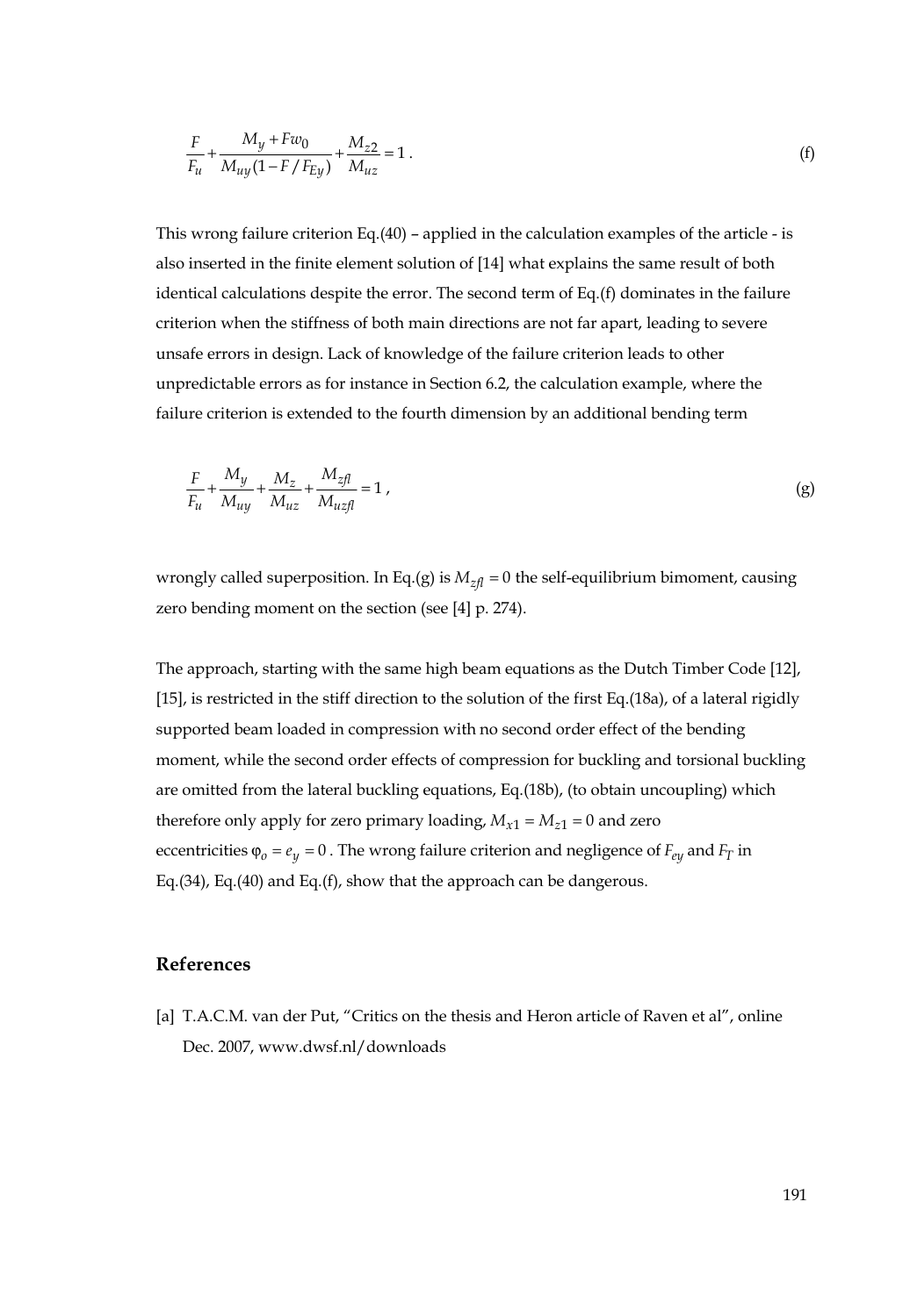$$\frac{F}{F_u} + \frac{M_y + Fw_0}{M_{uy}(1 - F / F_{Ey})} + \frac{M_{z2}}{M_{uz}} = 1\ . \tag{f}$$

This wrong failure criterion Eq.(40) – applied in the calculation examples of the article - is also inserted in the finite element solution of [14] what explains the same result of both identical calculations despite the error. The second term of Eq.(f) dominates in the failure criterion when the stiffness of both main directions are not far apart, leading to severe unsafe errors in design. Lack of knowledge of the failure criterion leads to other unpredictable errors as for instance in Section 6.2, the calculation example, where the failure criterion is extended to the fourth dimension by an additional bending term

$$\frac{F}{F_u} + \frac{M_y}{M_{uy}} + \frac{M_z}{M_{uz}} + \frac{M_{zfl}}{M_{uzfl}} = 1\ , \tag{g}$$

wrongly called superposition. In Eq.(g) is $M_{zfl} = 0$ the self-equilibrium bimoment, causing zero bending moment on the section (see [4] p. 274).

The approach, starting with the same high beam equations as the Dutch Timber Code [12], [15], is restricted in the stiff direction to the solution of the first Eq.(18a), of a lateral rigidly supported beam loaded in compression with no second order effect of the bending moment, while the second order effects of compression for buckling and torsional buckling are omitted from the lateral buckling equations, Eq.(18b), (to obtain uncoupling) which therefore only apply for zero primary loading, $M_{x1} = M_{z1} = 0$ and zero eccentricities $\varphi_o = e_y = 0$. The wrong failure criterion and negligence of $F_{ey}$ and $F_T$ in Eq.(34), Eq.(40) and Eq.(f), show that the approach can be dangerous.

## References

[a] T.A.C.M. van der Put, "Critics on the thesis and Heron article of Raven et al", online Dec. 2007, www.dwsf.nl/downloads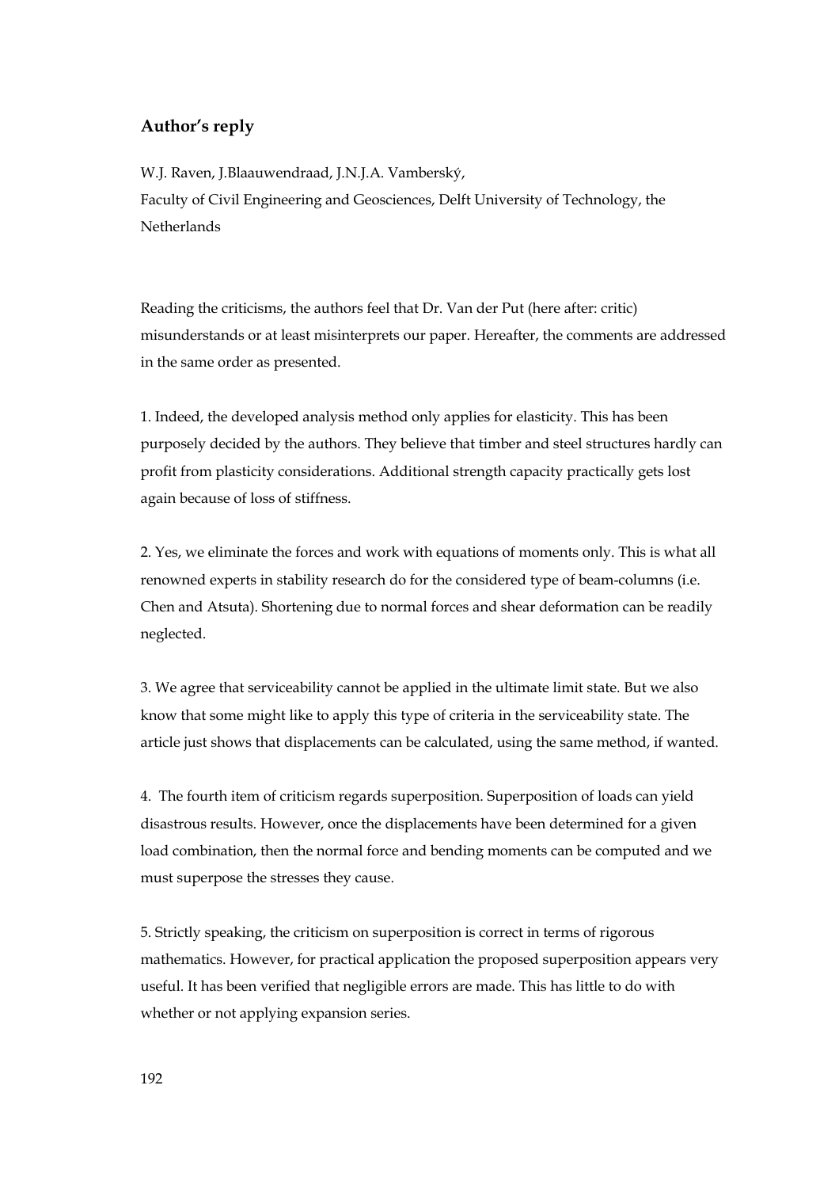## Author's reply

W.J. Raven, J.Blaauwendraad, J.N.J.A. Vamberský,
Faculty of Civil Engineering and Geosciences, Delft University of Technology, the Netherlands

Reading the criticisms, the authors feel that Dr. Van der Put (here after: critic) misunderstands or at least misinterprets our paper. Hereafter, the comments are addressed in the same order as presented.

1. Indeed, the developed analysis method only applies for elasticity. This has been purposely decided by the authors. They believe that timber and steel structures hardly can profit from plasticity considerations. Additional strength capacity practically gets lost again because of loss of stiffness.

2. Yes, we eliminate the forces and work with equations of moments only. This is what all renowned experts in stability research do for the considered type of beam-columns (i.e. Chen and Atsuta). Shortening due to normal forces and shear deformation can be readily neglected.

3. We agree that serviceability cannot be applied in the ultimate limit state. But we also know that some might like to apply this type of criteria in the serviceability state. The article just shows that displacements can be calculated, using the same method, if wanted.

4. The fourth item of criticism regards superposition. Superposition of loads can yield disastrous results. However, once the displacements have been determined for a given load combination, then the normal force and bending moments can be computed and we must superpose the stresses they cause.

5. Strictly speaking, the criticism on superposition is correct in terms of rigorous mathematics. However, for practical application the proposed superposition appears very useful. It has been verified that negligible errors are made. This has little to do with whether or not applying expansion series.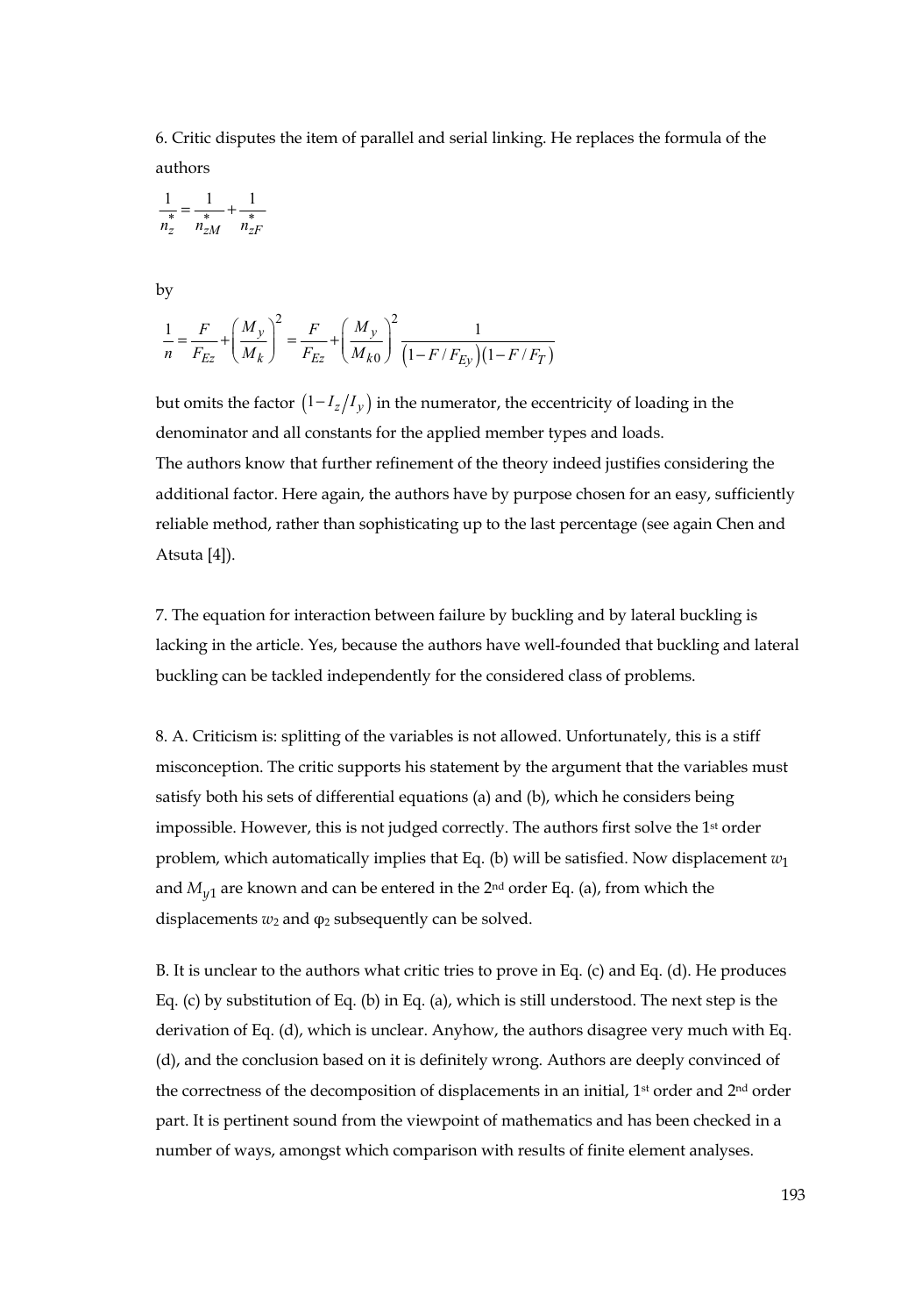6. Critic disputes the item of parallel and serial linking. He replaces the formula of the authors

$$\frac{1}{n_z^*} = \frac{1}{n_{zM}^*} + \frac{1}{n_{zF}^*}$$

by

$$\frac{1}{n} = \frac{F}{F_{Ez}} + \left(\frac{M_y}{M_k}\right)^2 = \frac{F}{F_{Ez}} + \left(\frac{M_y}{M_{k0}}\right)^2 \frac{1}{\left(1 - F/F_{Ey}\right)\left(1 - F/F_T\right)}$$

but omits the factor $\left(1 - I_z/I_y\right)$ in the numerator, the eccentricity of loading in the denominator and all constants for the applied member types and loads.
The authors know that further refinement of the theory indeed justifies considering the additional factor. Here again, the authors have by purpose chosen for an easy, sufficiently reliable method, rather than sophisticating up to the last percentage (see again Chen and Atsuta [4]).

7. The equation for interaction between failure by buckling and by lateral buckling is lacking in the article. Yes, because the authors have well-founded that buckling and lateral buckling can be tackled independently for the considered class of problems.

8. A. Criticism is: splitting of the variables is not allowed. Unfortunately, this is a stiff misconception. The critic supports his statement by the argument that the variables must satisfy both his sets of differential equations (a) and (b), which he considers being impossible. However, this is not judged correctly. The authors first solve the 1st order problem, which automatically implies that Eq. (b) will be satisfied. Now displacement $w_1$ and $M_{y1}$ are known and can be entered in the 2nd order Eq. (a), from which the displacements $w_2$ and $\varphi_2$ subsequently can be solved.

B. It is unclear to the authors what critic tries to prove in Eq. (c) and Eq. (d). He produces Eq. (c) by substitution of Eq. (b) in Eq. (a), which is still understood. The next step is the derivation of Eq. (d), which is unclear. Anyhow, the authors disagree very much with Eq. (d), and the conclusion based on it is definitely wrong. Authors are deeply convinced of the correctness of the decomposition of displacements in an initial, 1st order and 2nd order part. It is pertinent sound from the viewpoint of mathematics and has been checked in a number of ways, amongst which comparison with results of finite element analyses.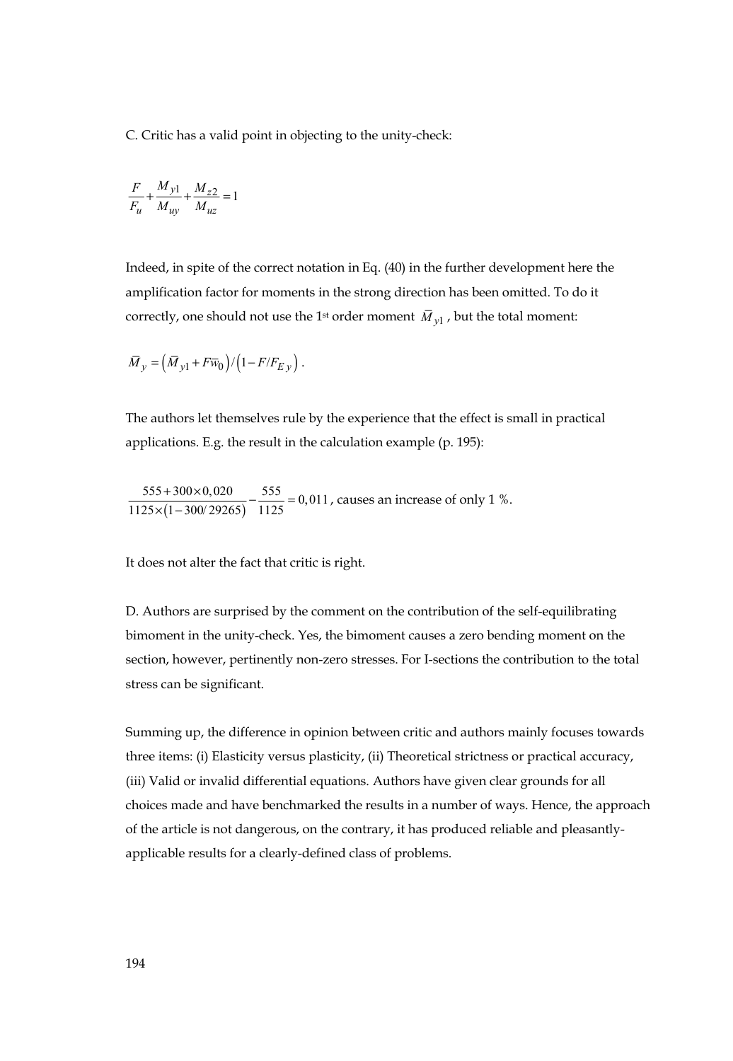C. Critic has a valid point in objecting to the unity-check:

$$\frac{F}{F_u}+\frac{M_{y1}}{M_{uy}}+\frac{M_{z2}}{M_{uz}}=1$$

Indeed, in spite of the correct notation in Eq. (40) in the further development here the amplification factor for moments in the strong direction has been omitted. To do it correctly, one should not use the 1st order moment $\bar{M}_{y1}$, but the total moment:

$$\bar{M}_y=\left(\bar{M}_{y1}+F\bar{w}_0\right)/\left(1-F/F_{E\,y}\right).$$

The authors let themselves rule by the experience that the effect is small in practical applications. E.g. the result in the calculation example (p. 195):

$\dfrac{555+300\times 0,020}{1125\times(1-300/29265)}-\dfrac{555}{1125}=0,011$, causes an increase of only 1 %.

It does not alter the fact that critic is right.

D. Authors are surprised by the comment on the contribution of the self-equilibrating bimoment in the unity-check. Yes, the bimoment causes a zero bending moment on the section, however, pertinently non-zero stresses. For I-sections the contribution to the total stress can be significant.

Summing up, the difference in opinion between critic and authors mainly focuses towards three items: (i) Elasticity versus plasticity, (ii) Theoretical strictness or practical accuracy, (iii) Valid or invalid differential equations. Authors have given clear grounds for all choices made and have benchmarked the results in a number of ways. Hence, the approach of the article is not dangerous, on the contrary, it has produced reliable and pleasantly-applicable results for a clearly-defined class of problems.